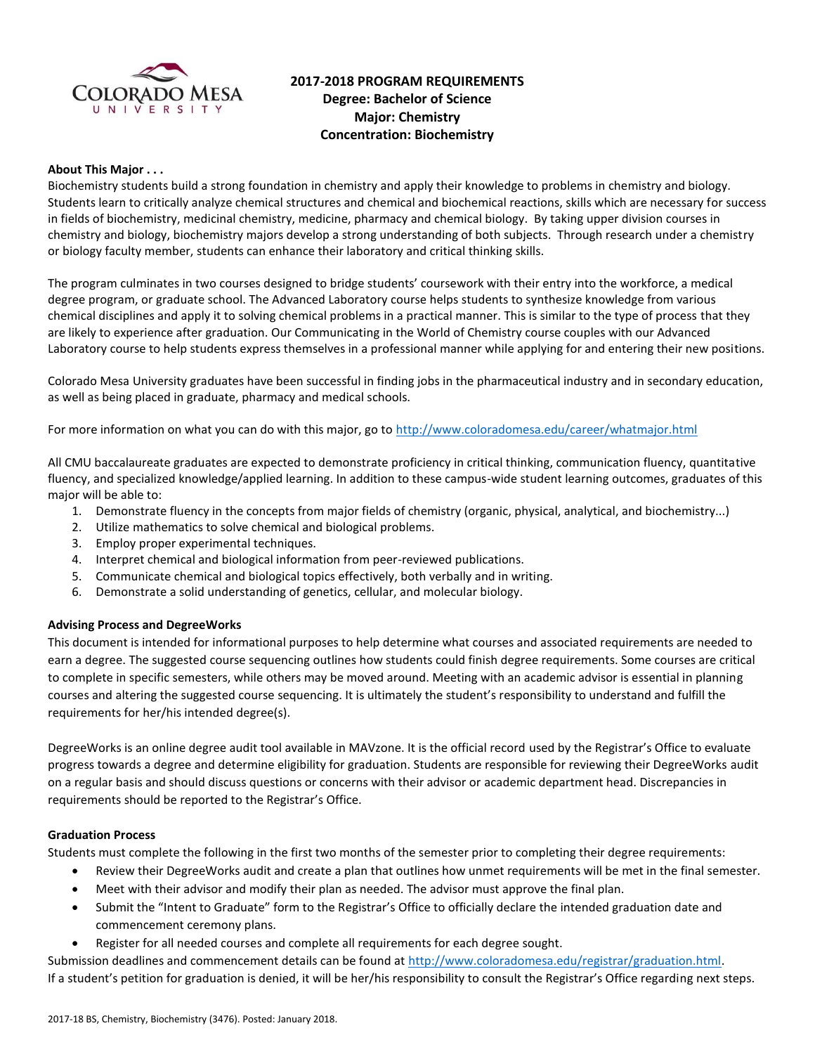# 2017-2018 PROGRAM REQUIREMENTS
## Degree: Bachelor of Science
## Major: Chemistry
## Concentration: Biochemistry

**About This Major . . .**

Biochemistry students build a strong foundation in chemistry and apply their knowledge to problems in chemistry and biology. Students learn to critically analyze chemical structures and chemical and biochemical reactions, skills which are necessary for success in fields of biochemistry, medicinal chemistry, medicine, pharmacy and chemical biology. By taking upper division courses in chemistry and biology, biochemistry majors develop a strong understanding of both subjects. Through research under a chemistry or biology faculty member, students can enhance their laboratory and critical thinking skills.

The program culminates in two courses designed to bridge students' coursework with their entry into the workforce, a medical degree program, or graduate school. The Advanced Laboratory course helps students to synthesize knowledge from various chemical disciplines and apply it to solving chemical problems in a practical manner. This is similar to the type of process that they are likely to experience after graduation. Our Communicating in the World of Chemistry course couples with our Advanced Laboratory course to help students express themselves in a professional manner while applying for and entering their new positions.

Colorado Mesa University graduates have been successful in finding jobs in the pharmaceutical industry and in secondary education, as well as being placed in graduate, pharmacy and medical schools.

For more information on what you can do with this major, go to http://www.coloradomesa.edu/career/whatmajor.html

All CMU baccalaureate graduates are expected to demonstrate proficiency in critical thinking, communication fluency, quantitative fluency, and specialized knowledge/applied learning. In addition to these campus-wide student learning outcomes, graduates of this major will be able to:

1. Demonstrate fluency in the concepts from major fields of chemistry (organic, physical, analytical, and biochemistry...)
2. Utilize mathematics to solve chemical and biological problems.
3. Employ proper experimental techniques.
4. Interpret chemical and biological information from peer-reviewed publications.
5. Communicate chemical and biological topics effectively, both verbally and in writing.
6. Demonstrate a solid understanding of genetics, cellular, and molecular biology.

**Advising Process and DegreeWorks**

This document is intended for informational purposes to help determine what courses and associated requirements are needed to earn a degree. The suggested course sequencing outlines how students could finish degree requirements. Some courses are critical to complete in specific semesters, while others may be moved around. Meeting with an academic advisor is essential in planning courses and altering the suggested course sequencing. It is ultimately the student's responsibility to understand and fulfill the requirements for her/his intended degree(s).

DegreeWorks is an online degree audit tool available in MAVzone. It is the official record used by the Registrar's Office to evaluate progress towards a degree and determine eligibility for graduation. Students are responsible for reviewing their DegreeWorks audit on a regular basis and should discuss questions or concerns with their advisor or academic department head. Discrepancies in requirements should be reported to the Registrar's Office.

**Graduation Process**

Students must complete the following in the first two months of the semester prior to completing their degree requirements:

- Review their DegreeWorks audit and create a plan that outlines how unmet requirements will be met in the final semester.
- Meet with their advisor and modify their plan as needed. The advisor must approve the final plan.
- Submit the "Intent to Graduate" form to the Registrar's Office to officially declare the intended graduation date and commencement ceremony plans.
- Register for all needed courses and complete all requirements for each degree sought.

Submission deadlines and commencement details can be found at http://www.coloradomesa.edu/registrar/graduation.html.
If a student's petition for graduation is denied, it will be her/his responsibility to consult the Registrar's Office regarding next steps.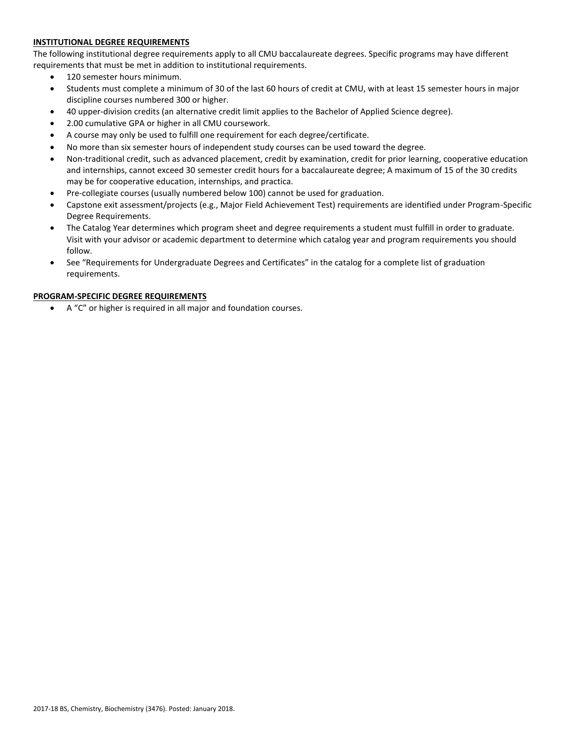**INSTITUTIONAL DEGREE REQUIREMENTS**

The following institutional degree requirements apply to all CMU baccalaureate degrees. Specific programs may have different requirements that must be met in addition to institutional requirements.

- 120 semester hours minimum.
- Students must complete a minimum of 30 of the last 60 hours of credit at CMU, with at least 15 semester hours in major discipline courses numbered 300 or higher.
- 40 upper-division credits (an alternative credit limit applies to the Bachelor of Applied Science degree).
- 2.00 cumulative GPA or higher in all CMU coursework.
- A course may only be used to fulfill one requirement for each degree/certificate.
- No more than six semester hours of independent study courses can be used toward the degree.
- Non-traditional credit, such as advanced placement, credit by examination, credit for prior learning, cooperative education and internships, cannot exceed 30 semester credit hours for a baccalaureate degree; A maximum of 15 of the 30 credits may be for cooperative education, internships, and practica.
- Pre-collegiate courses (usually numbered below 100) cannot be used for graduation.
- Capstone exit assessment/projects (e.g., Major Field Achievement Test) requirements are identified under Program-Specific Degree Requirements.
- The Catalog Year determines which program sheet and degree requirements a student must fulfill in order to graduate. Visit with your advisor or academic department to determine which catalog year and program requirements you should follow.
- See "Requirements for Undergraduate Degrees and Certificates" in the catalog for a complete list of graduation requirements.

**PROGRAM-SPECIFIC DEGREE REQUIREMENTS**

- A "C" or higher is required in all major and foundation courses.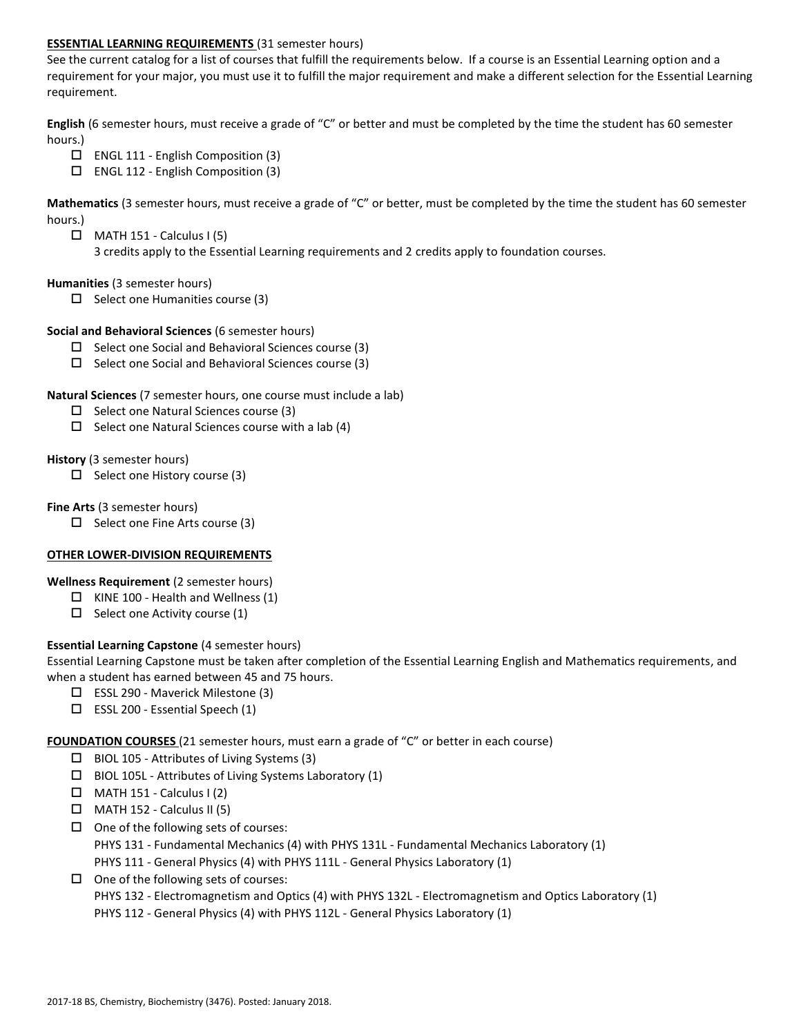**ESSENTIAL LEARNING REQUIREMENTS** (31 semester hours)

See the current catalog for a list of courses that fulfill the requirements below. If a course is an Essential Learning option and a requirement for your major, you must use it to fulfill the major requirement and make a different selection for the Essential Learning requirement.

**English** (6 semester hours, must receive a grade of "C" or better and must be completed by the time the student has 60 semester hours.)

- ☐ ENGL 111 - English Composition (3)
- ☐ ENGL 112 - English Composition (3)

**Mathematics** (3 semester hours, must receive a grade of "C" or better, must be completed by the time the student has 60 semester hours.)

- ☐ MATH 151 - Calculus I (5)
  3 credits apply to the Essential Learning requirements and 2 credits apply to foundation courses.

**Humanities** (3 semester hours)

- ☐ Select one Humanities course (3)

**Social and Behavioral Sciences** (6 semester hours)

- ☐ Select one Social and Behavioral Sciences course (3)
- ☐ Select one Social and Behavioral Sciences course (3)

**Natural Sciences** (7 semester hours, one course must include a lab)

- ☐ Select one Natural Sciences course (3)
- ☐ Select one Natural Sciences course with a lab (4)

**History** (3 semester hours)

- ☐ Select one History course (3)

**Fine Arts** (3 semester hours)

- ☐ Select one Fine Arts course (3)

**OTHER LOWER-DIVISION REQUIREMENTS**

**Wellness Requirement** (2 semester hours)

- ☐ KINE 100 - Health and Wellness (1)
- ☐ Select one Activity course (1)

**Essential Learning Capstone** (4 semester hours)

Essential Learning Capstone must be taken after completion of the Essential Learning English and Mathematics requirements, and when a student has earned between 45 and 75 hours.

- ☐ ESSL 290 - Maverick Milestone (3)
- ☐ ESSL 200 - Essential Speech (1)

**FOUNDATION COURSES** (21 semester hours, must earn a grade of "C" or better in each course)

- ☐ BIOL 105 - Attributes of Living Systems (3)
- ☐ BIOL 105L - Attributes of Living Systems Laboratory (1)
- ☐ MATH 151 - Calculus I (2)
- ☐ MATH 152 - Calculus II (5)
- ☐ One of the following sets of courses:
  PHYS 131 - Fundamental Mechanics (4) with PHYS 131L - Fundamental Mechanics Laboratory (1)
  PHYS 111 - General Physics (4) with PHYS 111L - General Physics Laboratory (1)
- ☐ One of the following sets of courses:
  PHYS 132 - Electromagnetism and Optics (4) with PHYS 132L - Electromagnetism and Optics Laboratory (1)
  PHYS 112 - General Physics (4) with PHYS 112L - General Physics Laboratory (1)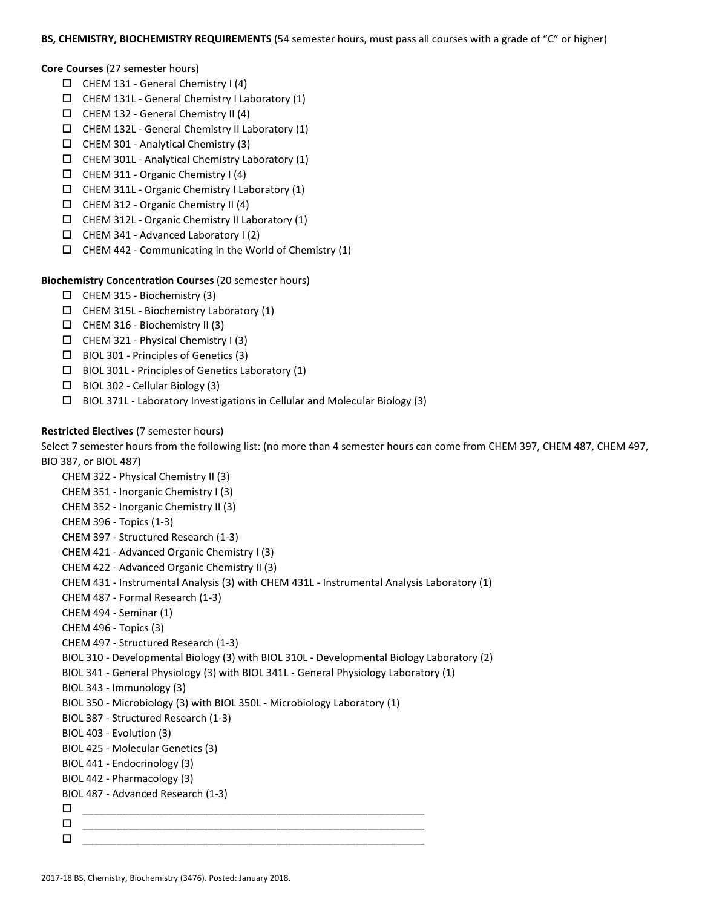**BS, CHEMISTRY, BIOCHEMISTRY REQUIREMENTS** (54 semester hours, must pass all courses with a grade of "C" or higher)

**Core Courses** (27 semester hours)

- ☐ CHEM 131 - General Chemistry I (4)
- ☐ CHEM 131L - General Chemistry I Laboratory (1)
- ☐ CHEM 132 - General Chemistry II (4)
- ☐ CHEM 132L - General Chemistry II Laboratory (1)
- ☐ CHEM 301 - Analytical Chemistry (3)
- ☐ CHEM 301L - Analytical Chemistry Laboratory (1)
- ☐ CHEM 311 - Organic Chemistry I (4)
- ☐ CHEM 311L - Organic Chemistry I Laboratory (1)
- ☐ CHEM 312 - Organic Chemistry II (4)
- ☐ CHEM 312L - Organic Chemistry II Laboratory (1)
- ☐ CHEM 341 - Advanced Laboratory I (2)
- ☐ CHEM 442 - Communicating in the World of Chemistry (1)

**Biochemistry Concentration Courses** (20 semester hours)

- ☐ CHEM 315 - Biochemistry (3)
- ☐ CHEM 315L - Biochemistry Laboratory (1)
- ☐ CHEM 316 - Biochemistry II (3)
- ☐ CHEM 321 - Physical Chemistry I (3)
- ☐ BIOL 301 - Principles of Genetics (3)
- ☐ BIOL 301L - Principles of Genetics Laboratory (1)
- ☐ BIOL 302 - Cellular Biology (3)
- ☐ BIOL 371L - Laboratory Investigations in Cellular and Molecular Biology (3)

**Restricted Electives** (7 semester hours)

Select 7 semester hours from the following list: (no more than 4 semester hours can come from CHEM 397, CHEM 487, CHEM 497, BIO 387, or BIOL 487)

CHEM 322 - Physical Chemistry II (3)
CHEM 351 - Inorganic Chemistry I (3)
CHEM 352 - Inorganic Chemistry II (3)
CHEM 396 - Topics (1-3)
CHEM 397 - Structured Research (1-3)
CHEM 421 - Advanced Organic Chemistry I (3)
CHEM 422 - Advanced Organic Chemistry II (3)
CHEM 431 - Instrumental Analysis (3) with CHEM 431L - Instrumental Analysis Laboratory (1)
CHEM 487 - Formal Research (1-3)
CHEM 494 - Seminar (1)
CHEM 496 - Topics (3)
CHEM 497 - Structured Research (1-3)
BIOL 310 - Developmental Biology (3) with BIOL 310L - Developmental Biology Laboratory (2)
BIOL 341 - General Physiology (3) with BIOL 341L - General Physiology Laboratory (1)
BIOL 343 - Immunology (3)
BIOL 350 - Microbiology (3) with BIOL 350L - Microbiology Laboratory (1)
BIOL 387 - Structured Research (1-3)
BIOL 403 - Evolution (3)
BIOL 425 - Molecular Genetics (3)
BIOL 441 - Endocrinology (3)
BIOL 442 - Pharmacology (3)
BIOL 487 - Advanced Research (1-3)

- ☐ ____________________________________________________________
- ☐ ____________________________________________________________
- ☐ ____________________________________________________________

2017-18 BS, Chemistry, Biochemistry (3476). Posted: January 2018.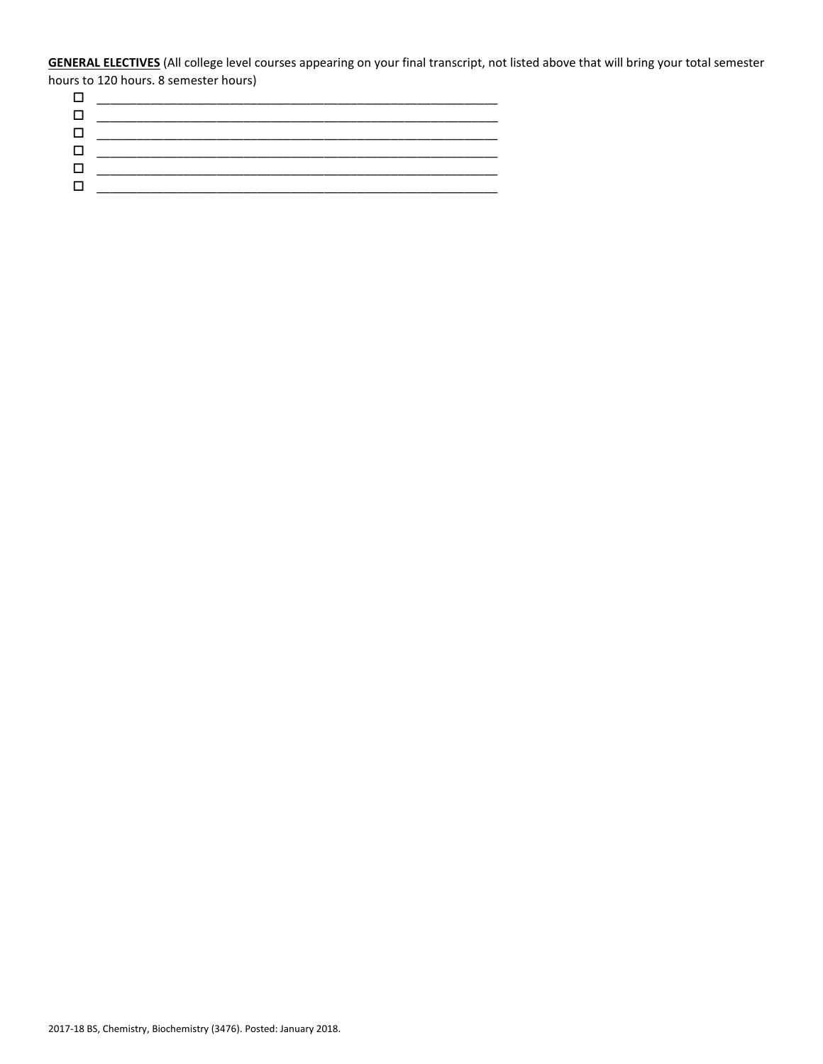**GENERAL ELECTIVES** (All college level courses appearing on your final transcript, not listed above that will bring your total semester hours to 120 hours. 8 semester hours)

- ☐ ____________________________________________________________
- ☐ ____________________________________________________________
- ☐ ____________________________________________________________
- ☐ ____________________________________________________________
- ☐ ____________________________________________________________
- ☐ ____________________________________________________________

2017-18 BS, Chemistry, Biochemistry (3476). Posted: January 2018.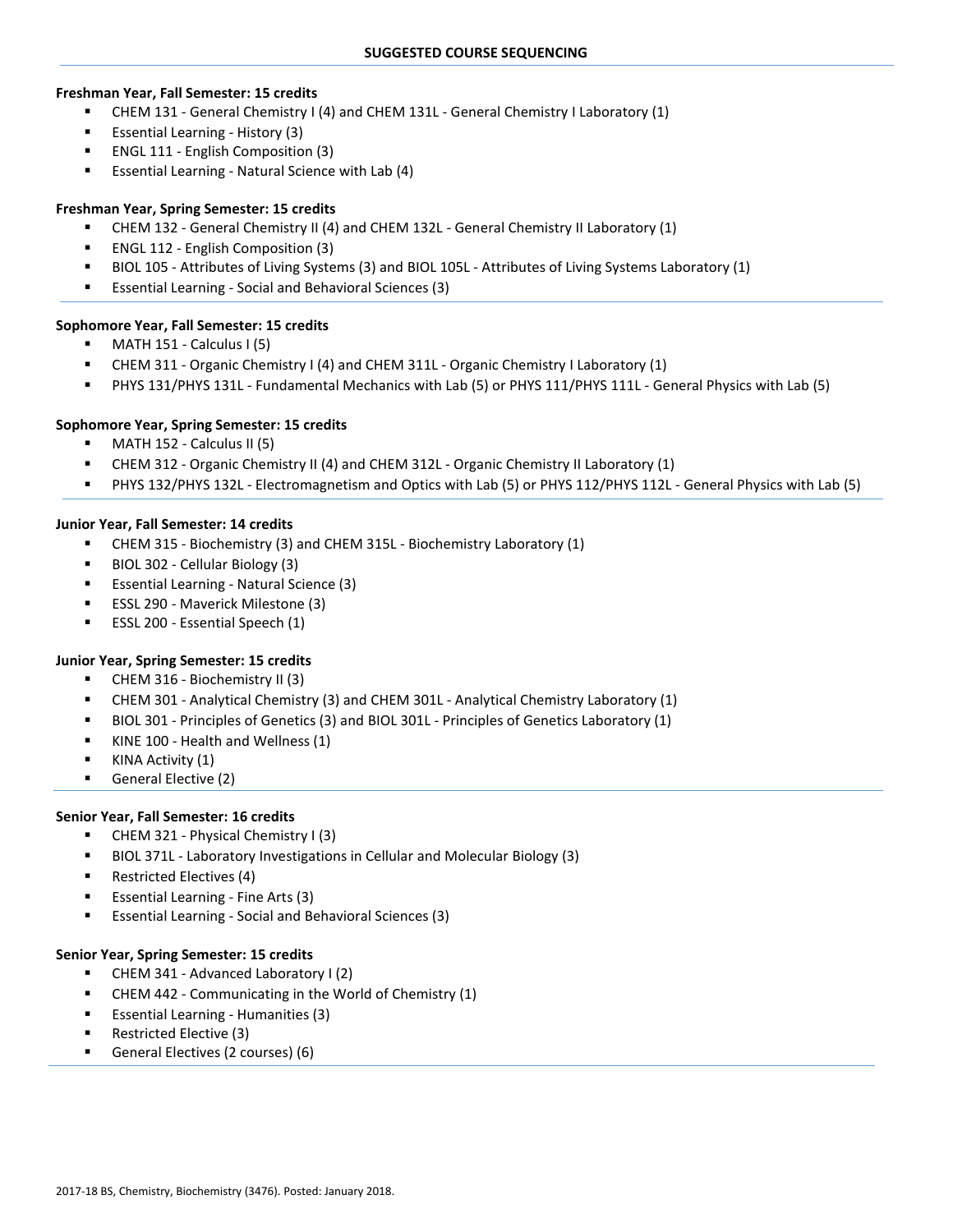## SUGGESTED COURSE SEQUENCING

**Freshman Year, Fall Semester: 15 credits**

- CHEM 131 - General Chemistry I (4) and CHEM 131L - General Chemistry I Laboratory (1)
- Essential Learning - History (3)
- ENGL 111 - English Composition (3)
- Essential Learning - Natural Science with Lab (4)

**Freshman Year, Spring Semester: 15 credits**

- CHEM 132 - General Chemistry II (4) and CHEM 132L - General Chemistry II Laboratory (1)
- ENGL 112 - English Composition (3)
- BIOL 105 - Attributes of Living Systems (3) and BIOL 105L - Attributes of Living Systems Laboratory (1)
- Essential Learning - Social and Behavioral Sciences (3)

**Sophomore Year, Fall Semester: 15 credits**

- MATH 151 - Calculus I (5)
- CHEM 311 - Organic Chemistry I (4) and CHEM 311L - Organic Chemistry I Laboratory (1)
- PHYS 131/PHYS 131L - Fundamental Mechanics with Lab (5) or PHYS 111/PHYS 111L - General Physics with Lab (5)

**Sophomore Year, Spring Semester: 15 credits**

- MATH 152 - Calculus II (5)
- CHEM 312 - Organic Chemistry II (4) and CHEM 312L - Organic Chemistry II Laboratory (1)
- PHYS 132/PHYS 132L - Electromagnetism and Optics with Lab (5) or PHYS 112/PHYS 112L - General Physics with Lab (5)

**Junior Year, Fall Semester: 14 credits**

- CHEM 315 - Biochemistry (3) and CHEM 315L - Biochemistry Laboratory (1)
- BIOL 302 - Cellular Biology (3)
- Essential Learning - Natural Science (3)
- ESSL 290 - Maverick Milestone (3)
- ESSL 200 - Essential Speech (1)

**Junior Year, Spring Semester: 15 credits**

- CHEM 316 - Biochemistry II (3)
- CHEM 301 - Analytical Chemistry (3) and CHEM 301L - Analytical Chemistry Laboratory (1)
- BIOL 301 - Principles of Genetics (3) and BIOL 301L - Principles of Genetics Laboratory (1)
- KINE 100 - Health and Wellness (1)
- KINA Activity (1)
- General Elective (2)

**Senior Year, Fall Semester: 16 credits**

- CHEM 321 - Physical Chemistry I (3)
- BIOL 371L - Laboratory Investigations in Cellular and Molecular Biology (3)
- Restricted Electives (4)
- Essential Learning - Fine Arts (3)
- Essential Learning - Social and Behavioral Sciences (3)

**Senior Year, Spring Semester: 15 credits**

- CHEM 341 - Advanced Laboratory I (2)
- CHEM 442 - Communicating in the World of Chemistry (1)
- Essential Learning - Humanities (3)
- Restricted Elective (3)
- General Electives (2 courses) (6)